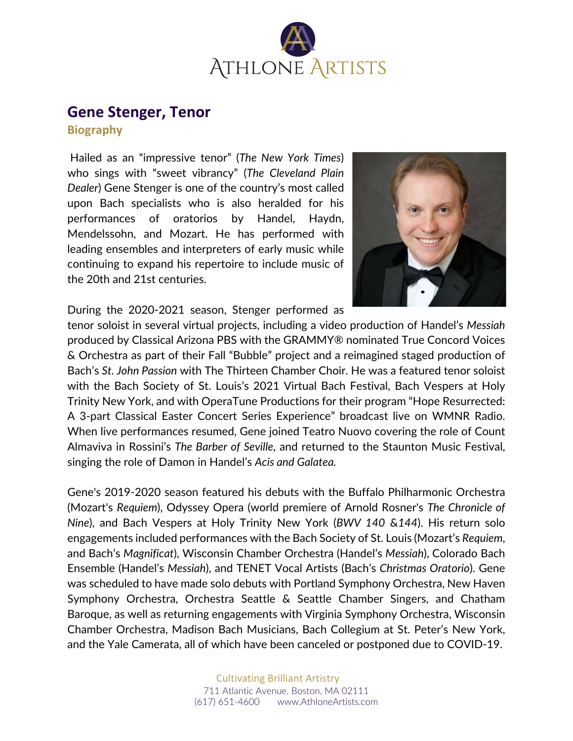# Gene Stenger, Tenor

## Biography

Hailed as an "impressive tenor" (*The New York Times*) who sings with "sweet vibrancy" (*The Cleveland Plain Dealer*) Gene Stenger is one of the country's most called upon Bach specialists who is also heralded for his performances of oratorios by Handel, Haydn, Mendelssohn, and Mozart. He has performed with leading ensembles and interpreters of early music while continuing to expand his repertoire to include music of the 20th and 21st centuries.

During the 2020-2021 season, Stenger performed as tenor soloist in several virtual projects, including a video production of Handel's *Messiah* produced by Classical Arizona PBS with the GRAMMY® nominated True Concord Voices & Orchestra as part of their Fall "Bubble" project and a reimagined staged production of Bach's *St. John Passion* with The Thirteen Chamber Choir. He was a featured tenor soloist with the Bach Society of St. Louis's 2021 Virtual Bach Festival, Bach Vespers at Holy Trinity New York, and with OperaTune Productions for their program "Hope Resurrected: A 3-part Classical Easter Concert Series Experience" broadcast live on WMNR Radio. When live performances resumed, Gene joined Teatro Nuovo covering the role of Count Almaviva in Rossini's *The Barber of Seville*, and returned to the Staunton Music Festival, singing the role of Damon in Handel's *Acis and Galatea.*

Gene's 2019-2020 season featured his debuts with the Buffalo Philharmonic Orchestra (Mozart's *Requiem*), Odyssey Opera (world premiere of Arnold Rosner's *The Chronicle of Nine*), and Bach Vespers at Holy Trinity New York (*BWV 140* &*144*). His return solo engagements included performances with the Bach Society of St. Louis (Mozart's *Requiem*, and Bach's *Magnificat*), Wisconsin Chamber Orchestra (Handel's *Messiah*), Colorado Bach Ensemble (Handel's *Messiah*), and TENET Vocal Artists (Bach's *Christmas Oratorio*). Gene was scheduled to have made solo debuts with Portland Symphony Orchestra, New Haven Symphony Orchestra, Orchestra Seattle & Seattle Chamber Singers, and Chatham Baroque, as well as returning engagements with Virginia Symphony Orchestra, Wisconsin Chamber Orchestra, Madison Bach Musicians, Bach Collegium at St. Peter's New York, and the Yale Camerata, all of which have been canceled or postponed due to COVID-19.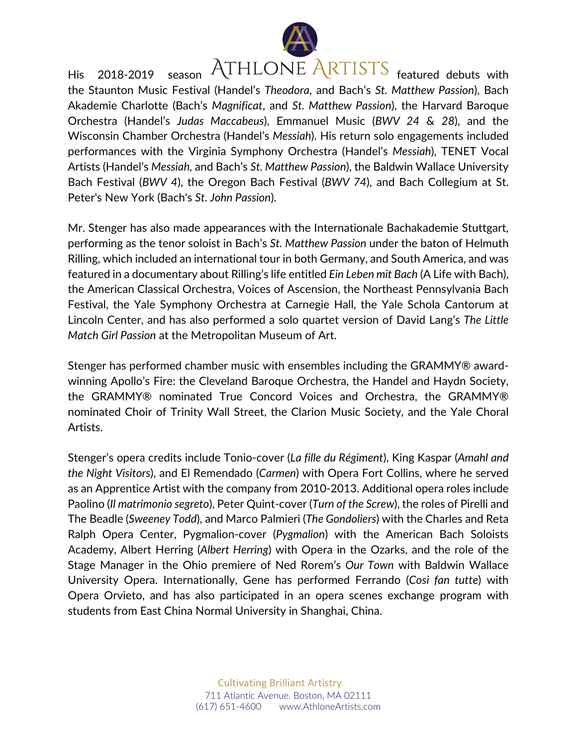His 2018-2019 season featured debuts with the Staunton Music Festival (Handel's *Theodora*, and Bach's *St. Matthew Passion*), Bach Akademie Charlotte (Bach's *Magnificat*, and *St. Matthew Passion*), the Harvard Baroque Orchestra (Handel's *Judas Maccabeus*), Emmanuel Music (*BWV 24* & *28*), and the Wisconsin Chamber Orchestra (Handel's *Messiah*). His return solo engagements included performances with the Virginia Symphony Orchestra (Handel's *Messiah*), TENET Vocal Artists (Handel's *Messiah*, and Bach's *St. Matthew Passion*), the Baldwin Wallace University Bach Festival (*BWV 4*), the Oregon Bach Festival (*BWV 74*), and Bach Collegium at St. Peter's New York (Bach's *St. John Passion*).

Mr. Stenger has also made appearances with the Internationale Bachakademie Stuttgart, performing as the tenor soloist in Bach's *St. Matthew Passion* under the baton of Helmuth Rilling, which included an international tour in both Germany, and South America, and was featured in a documentary about Rilling's life entitled *Ein Leben mit Bach* (A Life with Bach), the American Classical Orchestra, Voices of Ascension, the Northeast Pennsylvania Bach Festival, the Yale Symphony Orchestra at Carnegie Hall, the Yale Schola Cantorum at Lincoln Center, and has also performed a solo quartet version of David Lang's *The Little Match Girl Passion* at the Metropolitan Museum of Art.

Stenger has performed chamber music with ensembles including the GRAMMY® award-winning Apollo's Fire: the Cleveland Baroque Orchestra, the Handel and Haydn Society, the GRAMMY® nominated True Concord Voices and Orchestra, the GRAMMY® nominated Choir of Trinity Wall Street, the Clarion Music Society, and the Yale Choral Artists.

Stenger's opera credits include Tonio-cover (*La fille du Régiment*), King Kaspar (*Amahl and the Night Visitors*), and El Remendado (*Carmen*) with Opera Fort Collins, where he served as an Apprentice Artist with the company from 2010-2013. Additional opera roles include Paolino (*Il matrimonio segreto*), Peter Quint-cover (*Turn of the Screw*), the roles of Pirelli and The Beadle (*Sweeney Todd*), and Marco Palmieri (*The Gondoliers*) with the Charles and Reta Ralph Opera Center, Pygmalion-cover (*Pygmalion*) with the American Bach Soloists Academy, Albert Herring (*Albert Herring*) with Opera in the Ozarks, and the role of the Stage Manager in the Ohio premiere of Ned Rorem's *Our Town* with Baldwin Wallace University Opera. Internationally, Gene has performed Ferrando (*Cosi fan tutte*) with Opera Orvieto, and has also participated in an opera scenes exchange program with students from East China Normal University in Shanghai, China.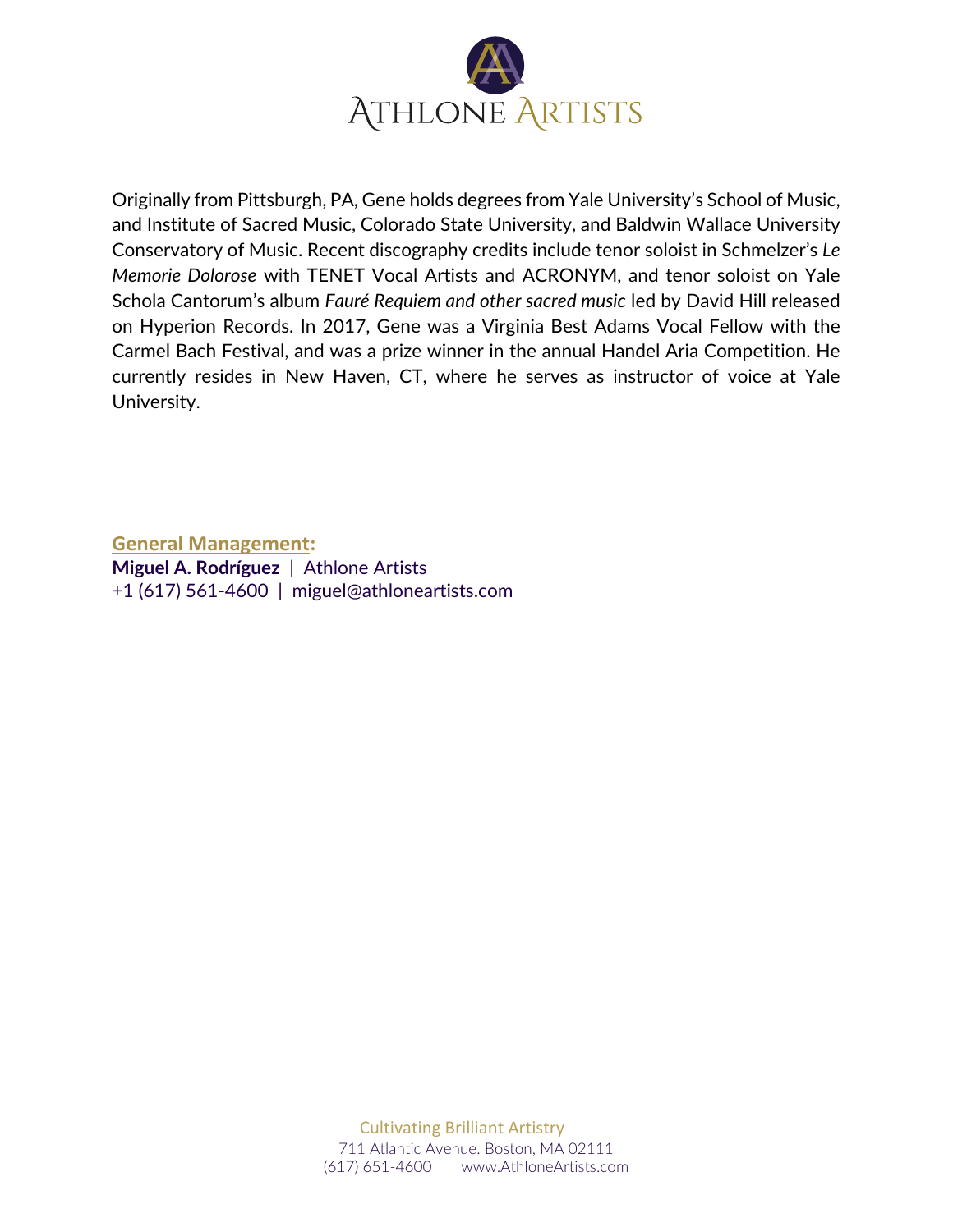Originally from Pittsburgh, PA, Gene holds degrees from Yale University's School of Music, and Institute of Sacred Music, Colorado State University, and Baldwin Wallace University Conservatory of Music. Recent discography credits include tenor soloist in Schmelzer's *Le Memorie Dolorose* with TENET Vocal Artists and ACRONYM, and tenor soloist on Yale Schola Cantorum's album *Fauré Requiem and other sacred music* led by David Hill released on Hyperion Records. In 2017, Gene was a Virginia Best Adams Vocal Fellow with the Carmel Bach Festival, and was a prize winner in the annual Handel Aria Competition. He currently resides in New Haven, CT, where he serves as instructor of voice at Yale University.

**General Management:**
**Miguel A. Rodríguez** | Athlone Artists
+1 (617) 561-4600 | miguel@athloneartists.com